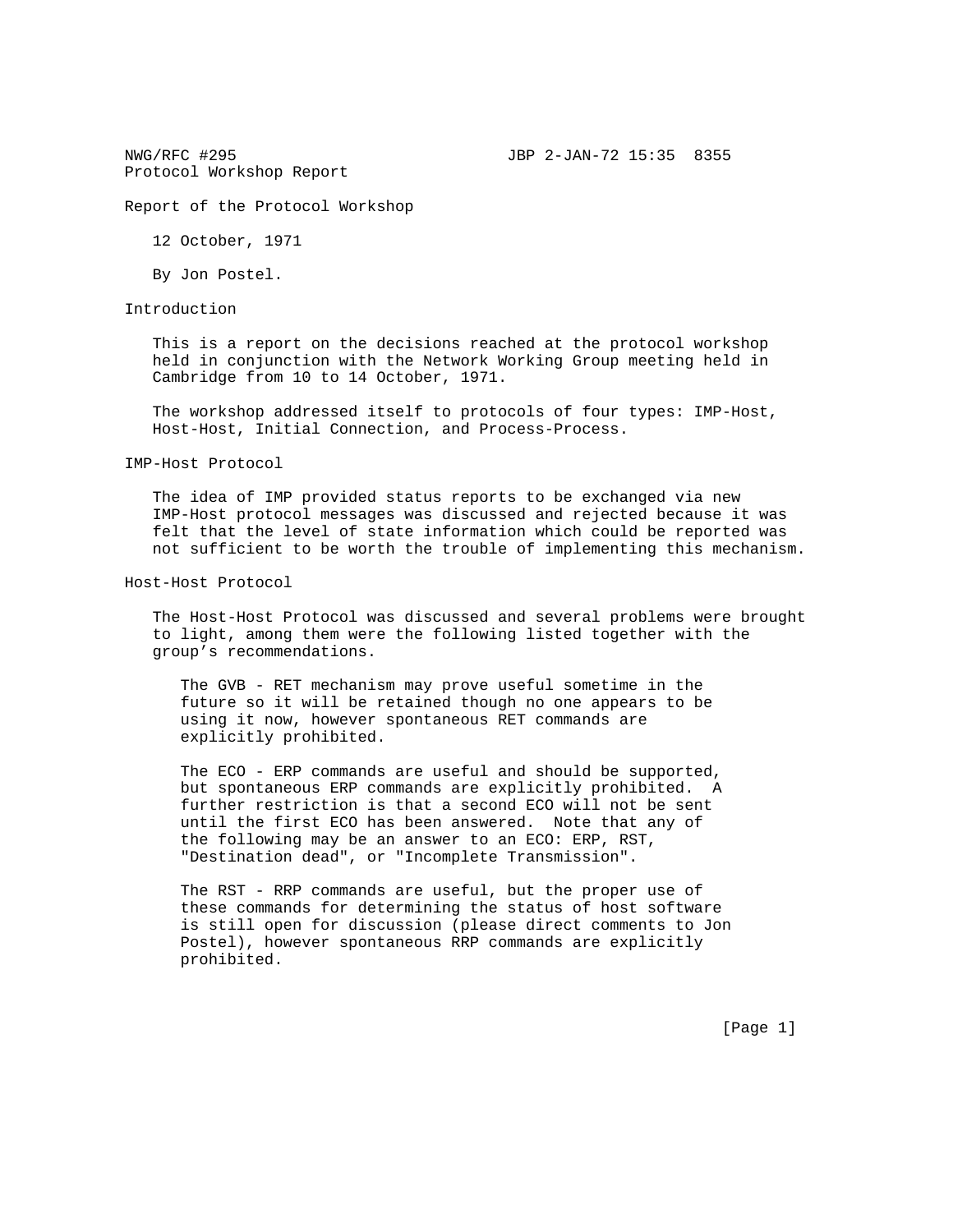NWG/RFC #295 JBP 2-JAN-72 15:35 8355
Protocol Workshop Report

# Report of the Protocol Workshop

12 October, 1971

By Jon Postel.

## Introduction

This is a report on the decisions reached at the protocol workshop held in conjunction with the Network Working Group meeting held in Cambridge from 10 to 14 October, 1971.

The workshop addressed itself to protocols of four types: IMP-Host, Host-Host, Initial Connection, and Process-Process.

## IMP-Host Protocol

The idea of IMP provided status reports to be exchanged via new IMP-Host protocol messages was discussed and rejected because it was felt that the level of state information which could be reported was not sufficient to be worth the trouble of implementing this mechanism.

## Host-Host Protocol

The Host-Host Protocol was discussed and several problems were brought to light, among them were the following listed together with the group's recommendations.

The GVB - RET mechanism may prove useful sometime in the future so it will be retained though no one appears to be using it now, however spontaneous RET commands are explicitly prohibited.

The ECO - ERP commands are useful and should be supported, but spontaneous ERP commands are explicitly prohibited. A further restriction is that a second ECO will not be sent until the first ECO has been answered. Note that any of the following may be an answer to an ECO: ERP, RST, "Destination dead", or "Incomplete Transmission".

The RST - RRP commands are useful, but the proper use of these commands for determining the status of host software is still open for discussion (please direct comments to Jon Postel), however spontaneous RRP commands are explicitly prohibited.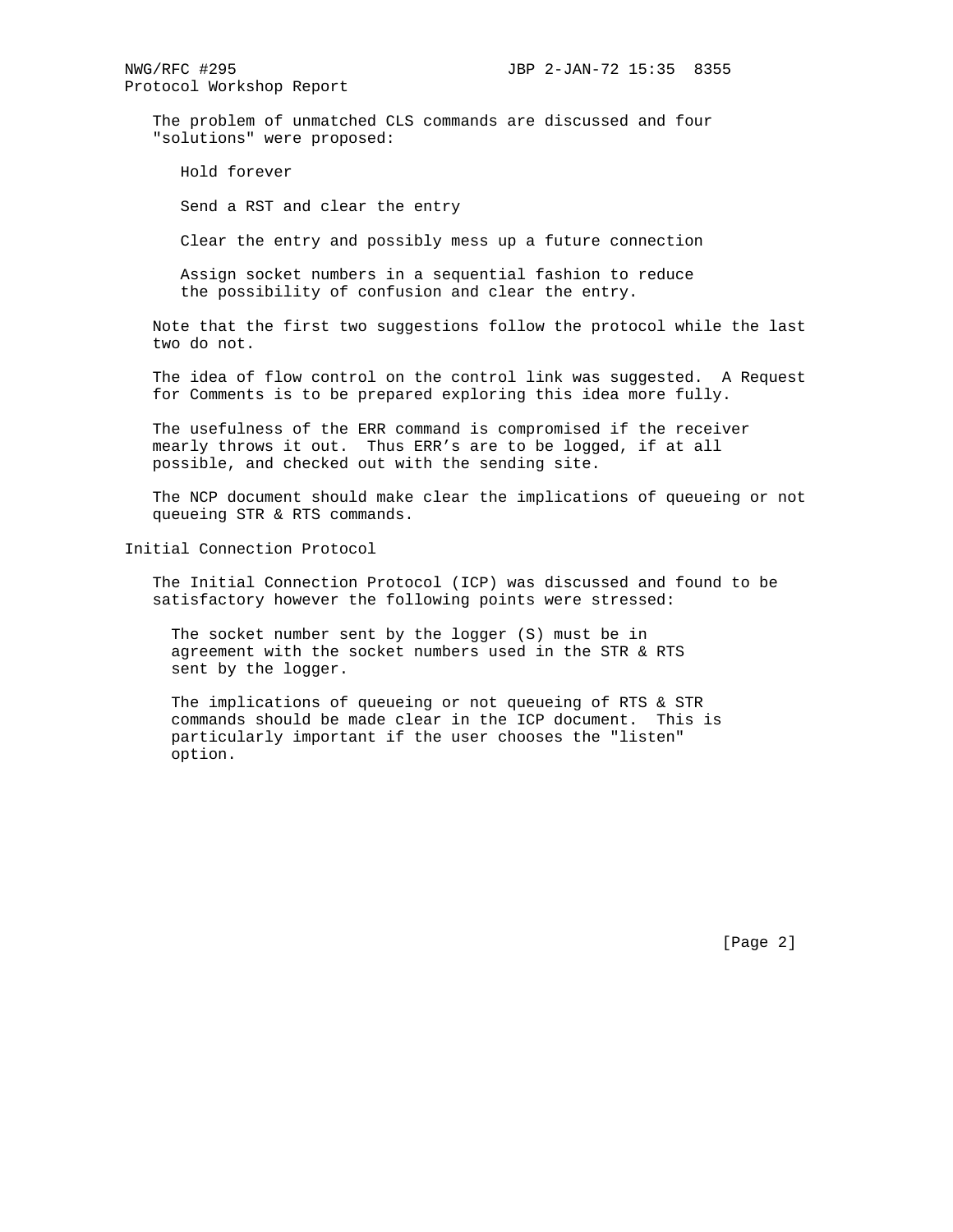The problem of unmatched CLS commands are discussed and four "solutions" were proposed:

- Hold forever
- Send a RST and clear the entry
- Clear the entry and possibly mess up a future connection
- Assign socket numbers in a sequential fashion to reduce the possibility of confusion and clear the entry.

Note that the first two suggestions follow the protocol while the last two do not.

The idea of flow control on the control link was suggested. A Request for Comments is to be prepared exploring this idea more fully.

The usefulness of the ERR command is compromised if the receiver mearly throws it out. Thus ERR's are to be logged, if at all possible, and checked out with the sending site.

The NCP document should make clear the implications of queueing or not queueing STR & RTS commands.

## Initial Connection Protocol

The Initial Connection Protocol (ICP) was discussed and found to be satisfactory however the following points were stressed:

- The socket number sent by the logger (S) must be in agreement with the socket numbers used in the STR & RTS sent by the logger.
- The implications of queueing or not queueing of RTS & STR commands should be made clear in the ICP document. This is particularly important if the user chooses the "listen" option.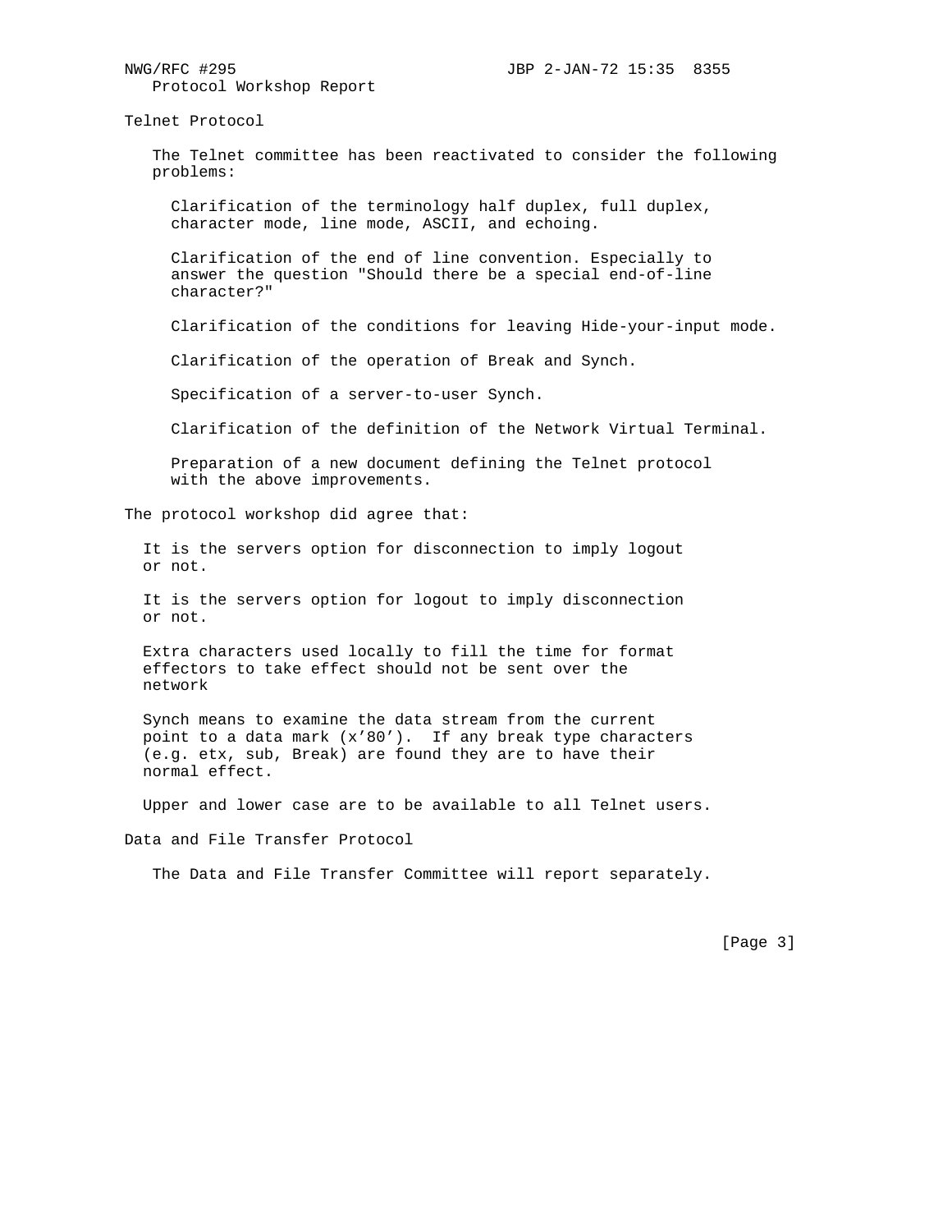## Telnet Protocol

The Telnet committee has been reactivated to consider the following problems:

- Clarification of the terminology half duplex, full duplex, character mode, line mode, ASCII, and echoing.
- Clarification of the end of line convention. Especially to answer the question "Should there be a special end-of-line character?"
- Clarification of the conditions for leaving Hide-your-input mode.
- Clarification of the operation of Break and Synch.
- Specification of a server-to-user Synch.
- Clarification of the definition of the Network Virtual Terminal.
- Preparation of a new document defining the Telnet protocol with the above improvements.

The protocol workshop did agree that:

- It is the servers option for disconnection to imply logout or not.
- It is the servers option for logout to imply disconnection or not.
- Extra characters used locally to fill the time for format effectors to take effect should not be sent over the network
- Synch means to examine the data stream from the current point to a data mark (x'80'). If any break type characters (e.g. etx, sub, Break) are found they are to have their normal effect.
- Upper and lower case are to be available to all Telnet users.

## Data and File Transfer Protocol

The Data and File Transfer Committee will report separately.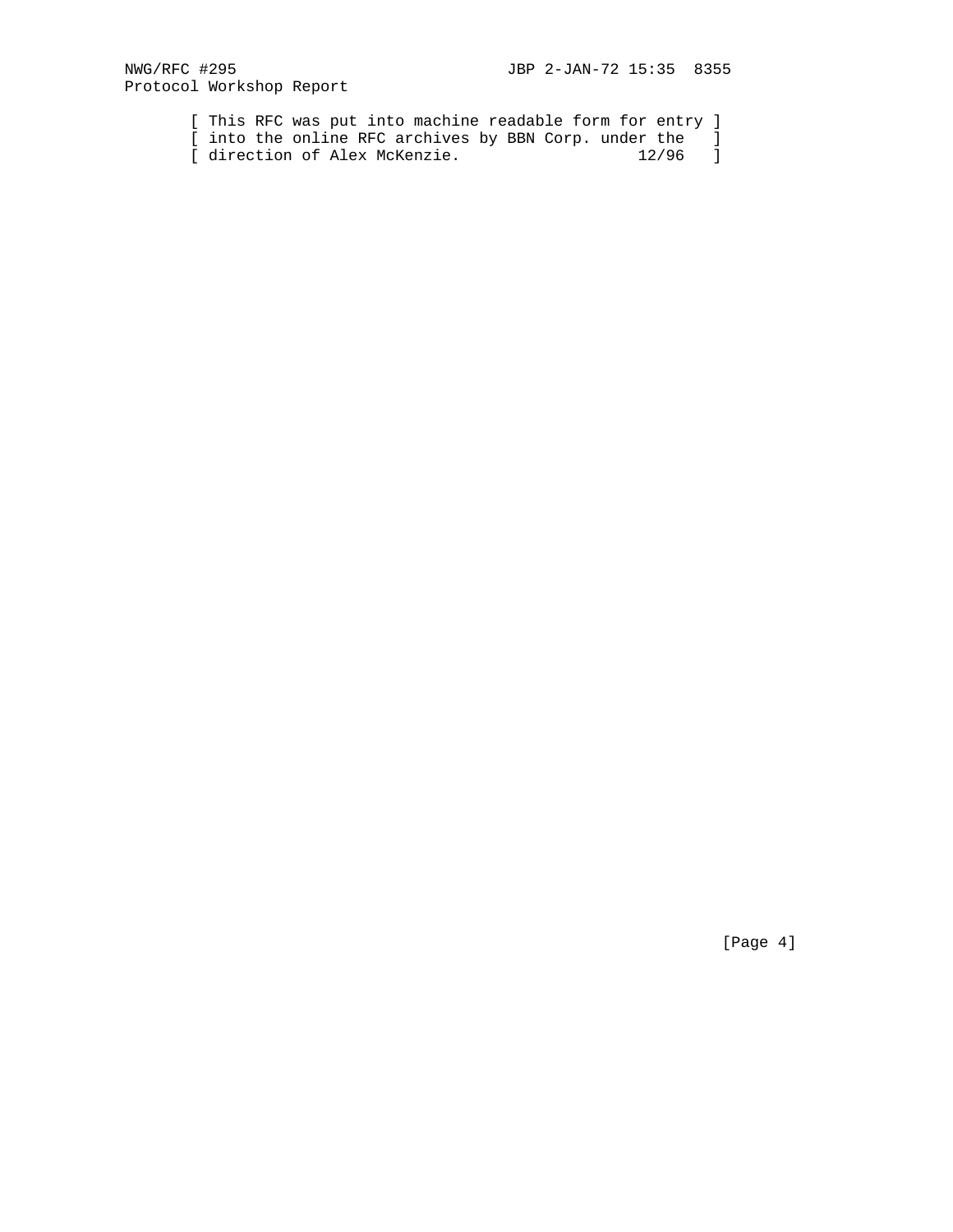```
[ This RFC was put into machine readable form for entry ]
[ into the online RFC archives by BBN Corp. under the   ]
[ direction of Alex McKenzie.                   12/96   ]
```